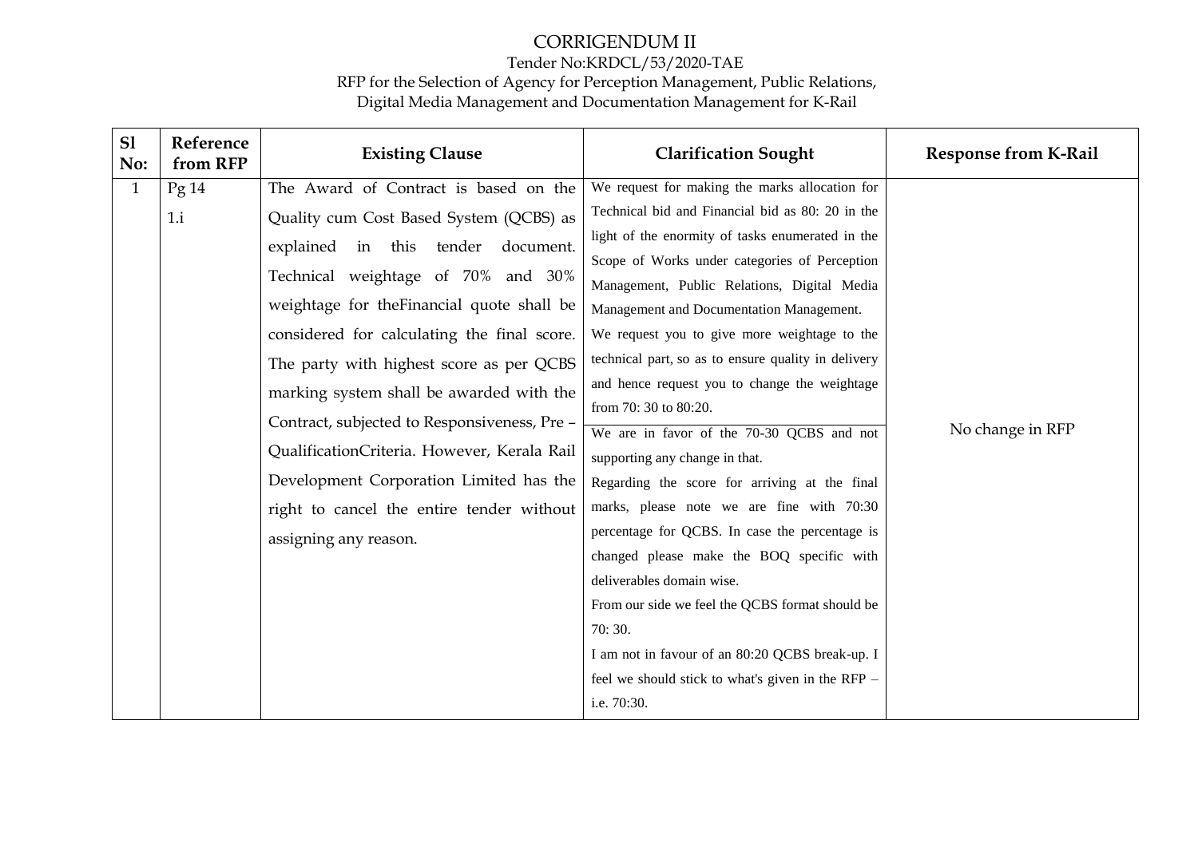# CORRIGENDUM II

Tender No:KRDCL/53/2020-TAE

RFP for the Selection of Agency for Perception Management, Public Relations, Digital Media Management and Documentation Management for K-Rail

| Sl No: | Reference from RFP | Existing Clause | Clarification Sought | Response from K-Rail |
|---|---|---|---|---|
| 1 | Pg 14<br>1.i | The Award of Contract is based on the Quality cum Cost Based System (QCBS) as explained in this tender document. Technical weightage of 70% and 30% weightage for theFinancial quote shall be considered for calculating the final score. The party with highest score as per QCBS marking system shall be awarded with the Contract, subjected to Responsiveness, Pre – QualificationCriteria. However, Kerala Rail Development Corporation Limited has the right to cancel the entire tender without assigning any reason. | We request for making the marks allocation for Technical bid and Financial bid as 80: 20 in the light of the enormity of tasks enumerated in the Scope of Works under categories of Perception Management, Public Relations, Digital Media Management and Documentation Management.<br>We request you to give more weightage to the technical part, so as to ensure quality in delivery and hence request you to change the weightage from 70: 30 to 80:20.<br>We are in favor of the 70-30 QCBS and not supporting any change in that.<br>Regarding the score for arriving at the final marks, please note we are fine with 70:30 percentage for QCBS. In case the percentage is changed please make the BOQ specific with deliverables domain wise.<br>From our side we feel the QCBS format should be 70: 30.<br>I am not in favour of an 80:20 QCBS break-up. I feel we should stick to what's given in the RFP – i.e. 70:30. | No change in RFP |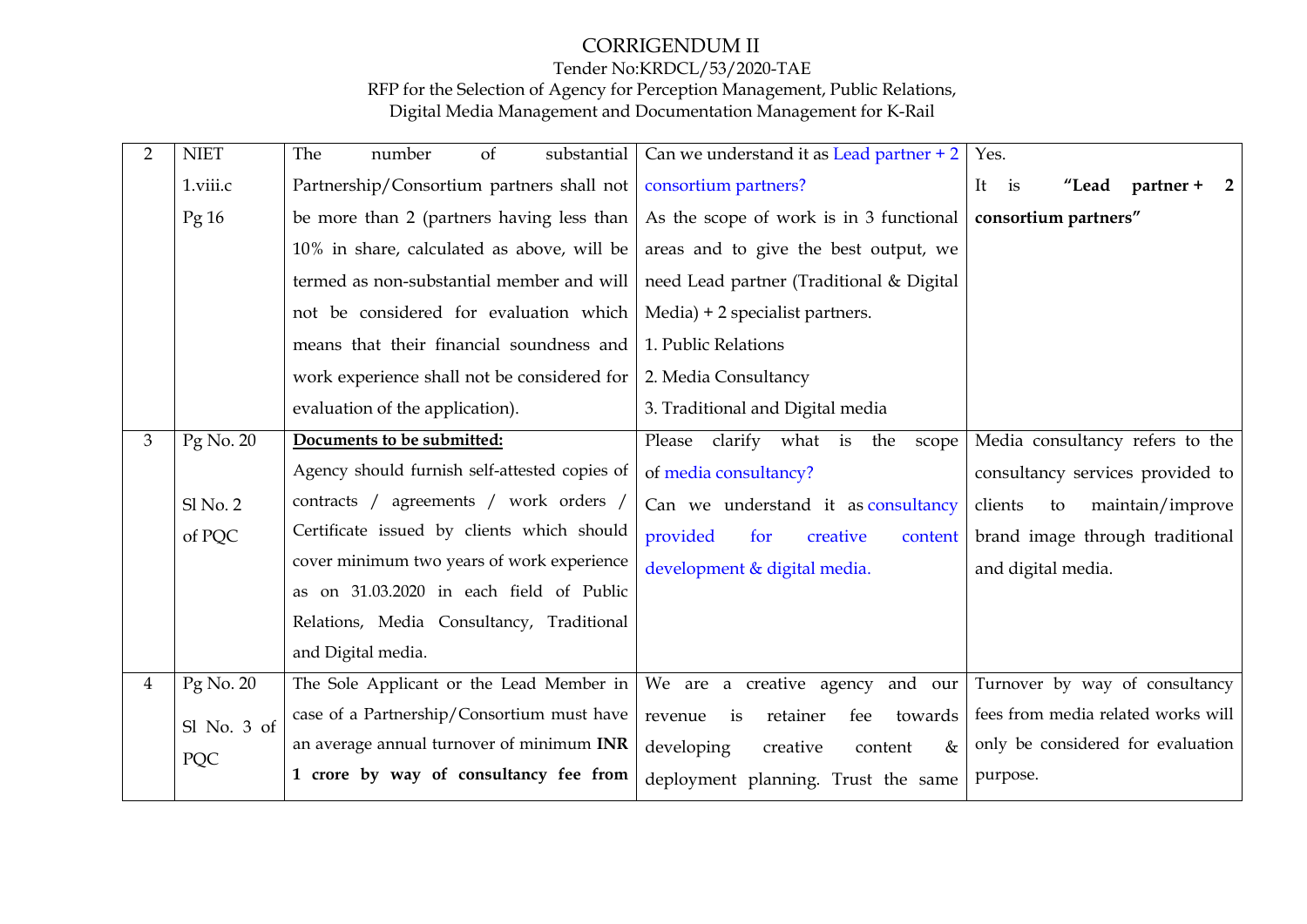# CORRIGENDUM II

Tender No:KRDCL/53/2020-TAE

RFP for the Selection of Agency for Perception Management, Public Relations, Digital Media Management and Documentation Management for K-Rail

| | | | | |
|---|---|---|---|---|
| 2 | NIET 1.viii.c Pg 16 | The number of substantial Partnership/Consortium partners shall not be more than 2 (partners having less than 10% in share, calculated as above, will be termed as non-substantial member and will not be considered for evaluation which means that their financial soundness and work experience shall not be considered for evaluation of the application). | Can we understand it as Lead partner + 2 consortium partners? As the scope of work is in 3 functional areas and to give the best output, we need Lead partner (Traditional & Digital Media) + 2 specialist partners. 1. Public Relations 2. Media Consultancy 3. Traditional and Digital media | Yes. It is **"Lead partner + 2 consortium partners"** |
| 3 | Pg No. 20 Sl No. 2 of PQC | **Documents to be submitted:** Agency should furnish self-attested copies of contracts / agreements / work orders / Certificate issued by clients which should cover minimum two years of work experience as on 31.03.2020 in each field of Public Relations, Media Consultancy, Traditional and Digital media. | Please clarify what is the scope of media consultancy? Can we understand it as consultancy provided for creative content development & digital media. | Media consultancy refers to the consultancy services provided to clients to maintain/improve brand image through traditional and digital media. |
| 4 | Pg No. 20 Sl No. 3 of PQC | The Sole Applicant or the Lead Member in case of a Partnership/Consortium must have an average annual turnover of minimum **INR 1 crore by way of consultancy fee from** | We are a creative agency and our revenue is retainer fee towards developing creative content & deployment planning. Trust the same | Turnover by way of consultancy fees from media related works will only be considered for evaluation purpose. |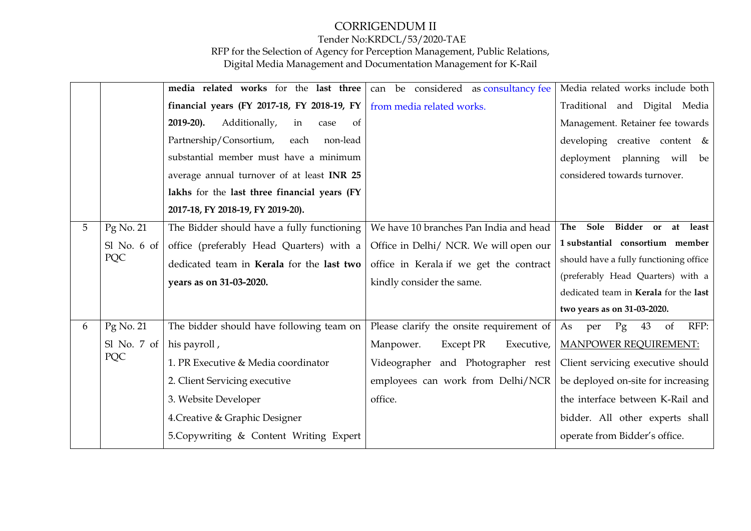# CORRIGENDUM II

Tender No:KRDCL/53/2020-TAE

RFP for the Selection of Agency for Perception Management, Public Relations, Digital Media Management and Documentation Management for K-Rail

| | | | | |
|---|---|---|---|---|
| | | **media related works** for the **last three financial years (FY 2017-18, FY 2018-19, FY 2019-20).** Additionally, in case of Partnership/Consortium, each non-lead substantial member must have a minimum average annual turnover of at least **INR 25 lakhs** for the **last three financial years (FY 2017-18, FY 2018-19, FY 2019-20).** | can be considered as consultancy fee from media related works. | Media related works include both Traditional and Digital Media Management. Retainer fee towards developing creative content & deployment planning will be considered towards turnover. |
| 5 | Pg No. 21 Sl No. 6 of PQC | The Bidder should have a fully functioning office (preferably Head Quarters) with a dedicated team in **Kerala** for the **last two years as on 31-03-2020.** | We have 10 branches Pan India and head Office in Delhi/ NCR. We will open our office in Kerala if we get the contract kindly consider the same. | **The Sole Bidder or at least 1 substantial consortium member** should have a fully functioning office (preferably Head Quarters) with a dedicated team in **Kerala** for the **last two years as on 31-03-2020.** |
| 6 | Pg No. 21 Sl No. 7 of PQC | The bidder should have following team on his payroll ,<br>1. PR Executive & Media coordinator<br>2. Client Servicing executive<br>3. Website Developer<br>4.Creative & Graphic Designer<br>5.Copywriting & Content Writing Expert | Please clarify the onsite requirement of Manpower. Except PR Executive, Videographer and Photographer rest employees can work from Delhi/NCR office. | As per Pg 43 of RFP: MANPOWER REQUIREMENT: Client servicing executive should be deployed on-site for increasing the interface between K-Rail and bidder. All other experts shall operate from Bidder's office. |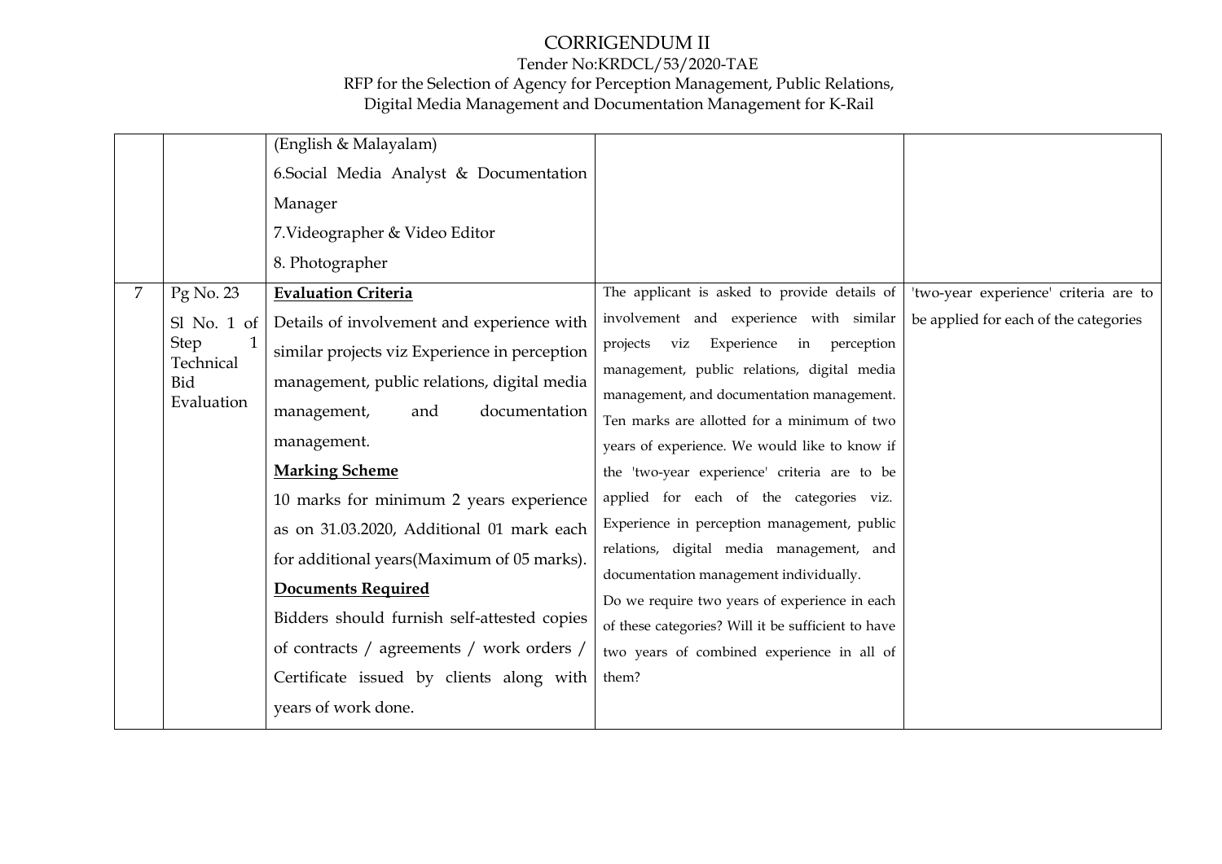# CORRIGENDUM II

Tender No:KRDCL/53/2020-TAE

RFP for the Selection of Agency for Perception Management, Public Relations, Digital Media Management and Documentation Management for K-Rail

| | | | | |
|---|---|---|---|---|
| | | (English & Malayalam)<br>6.Social Media Analyst & Documentation Manager<br>7.Videographer & Video Editor<br>8. Photographer | | |
| 7 | Pg No. 23<br>Sl No. 1 of Step 1 Technical Bid Evaluation | **Evaluation Criteria**<br>Details of involvement and experience with similar projects viz Experience in perception management, public relations, digital media management, and documentation management.<br>**Marking Scheme**<br>10 marks for minimum 2 years experience as on 31.03.2020, Additional 01 mark each for additional years(Maximum of 05 marks).<br>**Documents Required**<br>Bidders should furnish self-attested copies of contracts / agreements / work orders / Certificate issued by clients along with years of work done. | The applicant is asked to provide details of involvement and experience with similar projects viz Experience in perception management, public relations, digital media management, and documentation management. Ten marks are allotted for a minimum of two years of experience. We would like to know if the 'two-year experience' criteria are to be applied for each of the categories viz. Experience in perception management, public relations, digital media management, and documentation management individually.<br>Do we require two years of experience in each of these categories? Will it be sufficient to have two years of combined experience in all of them? | 'two-year experience' criteria are to be applied for each of the categories |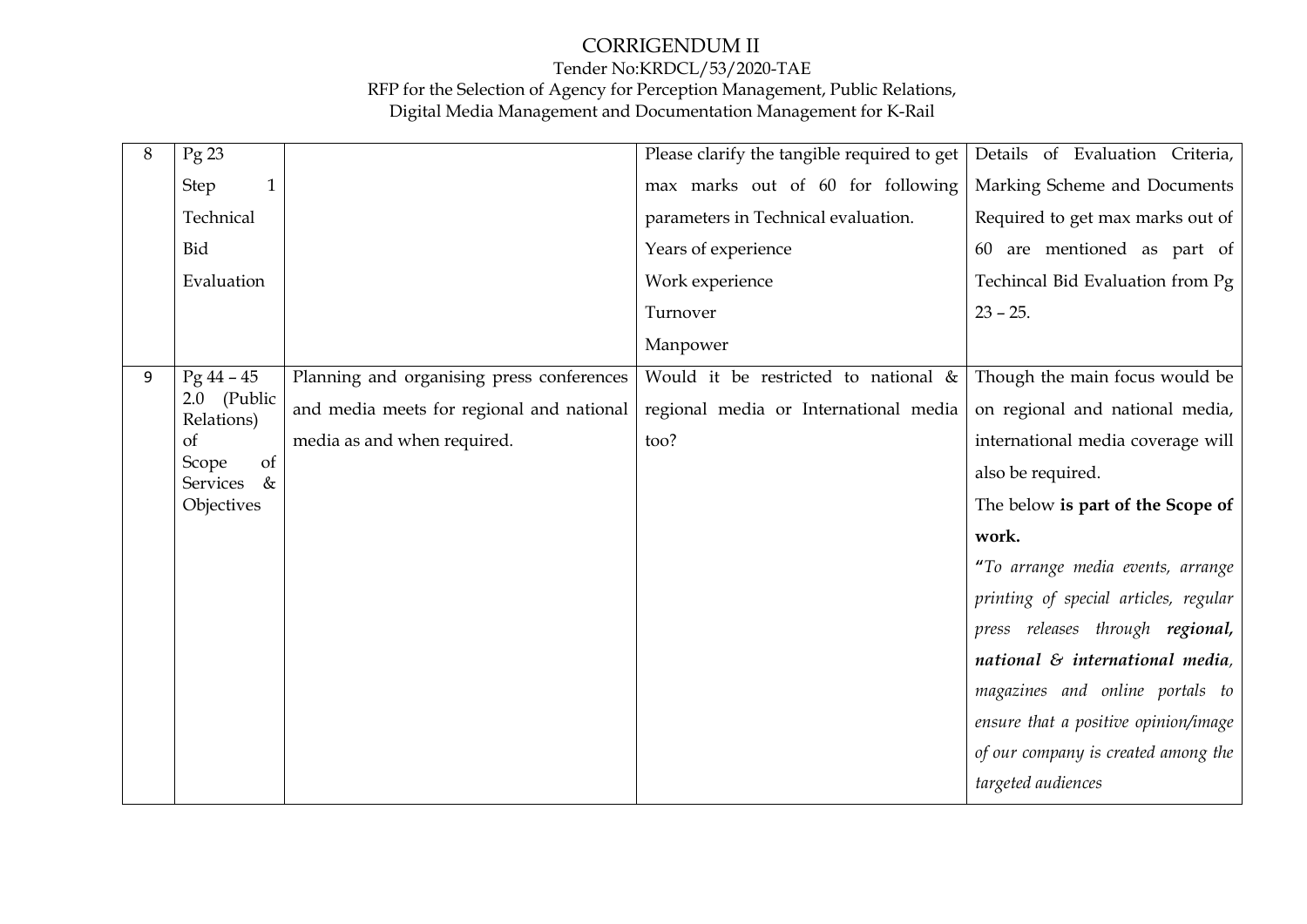# CORRIGENDUM II

Tender No:KRDCL/53/2020-TAE

RFP for the Selection of Agency for Perception Management, Public Relations, Digital Media Management and Documentation Management for K-Rail

| | | | | |
|---|---|---|---|---|
| 8 | Pg 23 Step 1 Technical Bid Evaluation | | Please clarify the tangible required to get max marks out of 60 for following parameters in Technical evaluation.<br>Years of experience<br>Work experience<br>Turnover<br>Manpower | Details of Evaluation Criteria, Marking Scheme and Documents Required to get max marks out of 60 are mentioned as part of Techincal Bid Evaluation from Pg 23 – 25. |
| 9 | Pg 44 – 45 2.0 (Public Relations) of Scope of Services & Objectives | Planning and organising press conferences and media meets for regional and national media as and when required. | Would it be restricted to national & regional media or International media too? | Though the main focus would be on regional and national media, international media coverage will also be required.<br>The below **is part of the Scope of work.**<br>**"***To arrange media events, arrange printing of special articles, regular press releases through* ***regional, national & international media****, magazines and online portals to ensure that a positive opinion/image of our company is created among the targeted audiences* |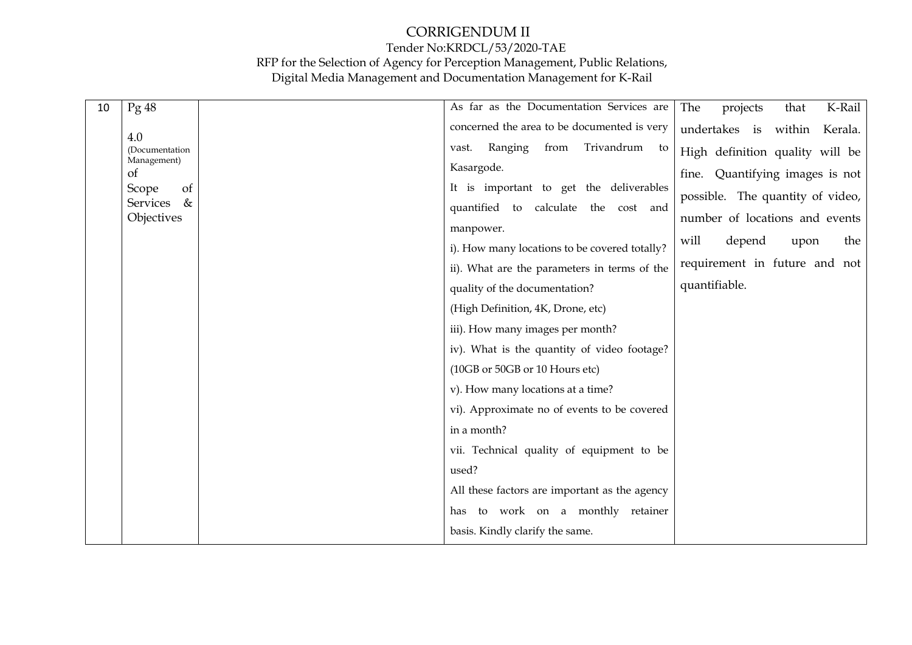# CORRIGENDUM II

Tender No:KRDCL/53/2020-TAE

RFP for the Selection of Agency for Perception Management, Public Relations, Digital Media Management and Documentation Management for K-Rail

| | | | | |
|---|---|---|---|---|
| 10 | Pg 48<br><br>4.0 (Documentation Management) of Scope of Services & Objectives | | As far as the Documentation Services are concerned the area to be documented is very vast. Ranging from Trivandrum to Kasargode.<br>It is important to get the deliverables quantified to calculate the cost and manpower.<br>i). How many locations to be covered totally?<br>ii). What are the parameters in terms of the quality of the documentation? (High Definition, 4K, Drone, etc)<br>iii). How many images per month?<br>iv). What is the quantity of video footage? (10GB or 50GB or 10 Hours etc)<br>v). How many locations at a time?<br>vi). Approximate no of events to be covered in a month?<br>vii. Technical quality of equipment to be used?<br>All these factors are important as the agency has to work on a monthly retainer basis. Kindly clarify the same. | The projects that K-Rail undertakes is within Kerala. High definition quality will be fine. Quantifying images is not possible. The quantity of video, number of locations and events will depend upon the requirement in future and not quantifiable. |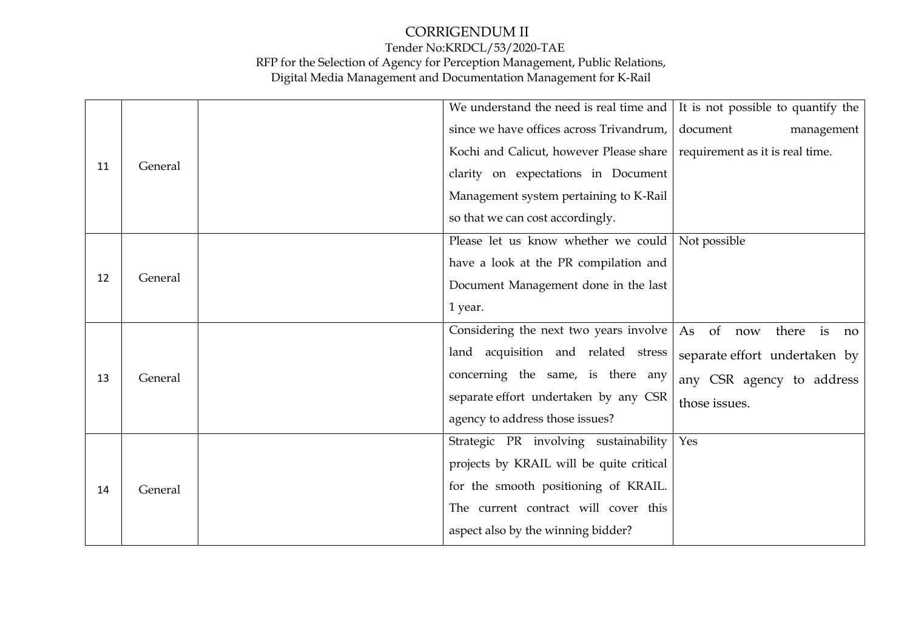# CORRIGENDUM II

Tender No:KRDCL/53/2020-TAE

RFP for the Selection of Agency for Perception Management, Public Relations, Digital Media Management and Documentation Management for K-Rail

| | | | | |
|---|---|---|---|---|
| 11 | General | | We understand the need is real time and since we have offices across Trivandrum, Kochi and Calicut, however Please share clarity on expectations in Document Management system pertaining to K-Rail so that we can cost accordingly. | It is not possible to quantify the document management requirement as it is real time. |
| 12 | General | | Please let us know whether we could have a look at the PR compilation and Document Management done in the last 1 year. | Not possible |
| 13 | General | | Considering the next two years involve land acquisition and related stress concerning the same, is there any separate effort undertaken by any CSR agency to address those issues? | As of now there is no separate effort undertaken by any CSR agency to address those issues. |
| 14 | General | | Strategic PR involving sustainability projects by KRAIL will be quite critical for the smooth positioning of KRAIL. The current contract will cover this aspect also by the winning bidder? | Yes |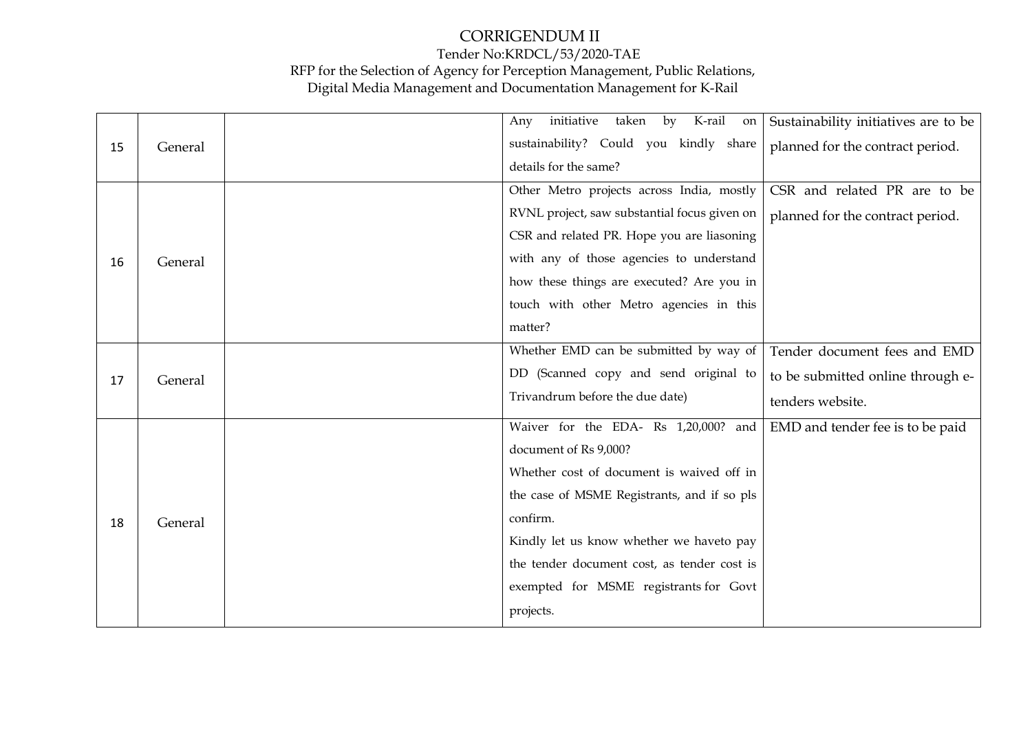# CORRIGENDUM II

Tender No:KRDCL/53/2020-TAE

RFP for the Selection of Agency for Perception Management, Public Relations, Digital Media Management and Documentation Management for K-Rail

| | | | | |
|---|---|---|---|---|
| 15 | General | | Any initiative taken by K-rail on sustainability? Could you kindly share details for the same? | Sustainability initiatives are to be planned for the contract period. |
| 16 | General | | Other Metro projects across India, mostly RVNL project, saw substantial focus given on CSR and related PR. Hope you are liasoning with any of those agencies to understand how these things are executed? Are you in touch with other Metro agencies in this matter? | CSR and related PR are to be planned for the contract period. |
| 17 | General | | Whether EMD can be submitted by way of DD (Scanned copy and send original to Trivandrum before the due date) | Tender document fees and EMD to be submitted online through e-tenders website. |
| 18 | General | | Waiver for the EDA- Rs 1,20,000? and document of Rs 9,000?<br>Whether cost of document is waived off in the case of MSME Registrants, and if so pls confirm.<br>Kindly let us know whether we haveto pay the tender document cost, as tender cost is exempted for MSME registrants for Govt projects. | EMD and tender fee is to be paid |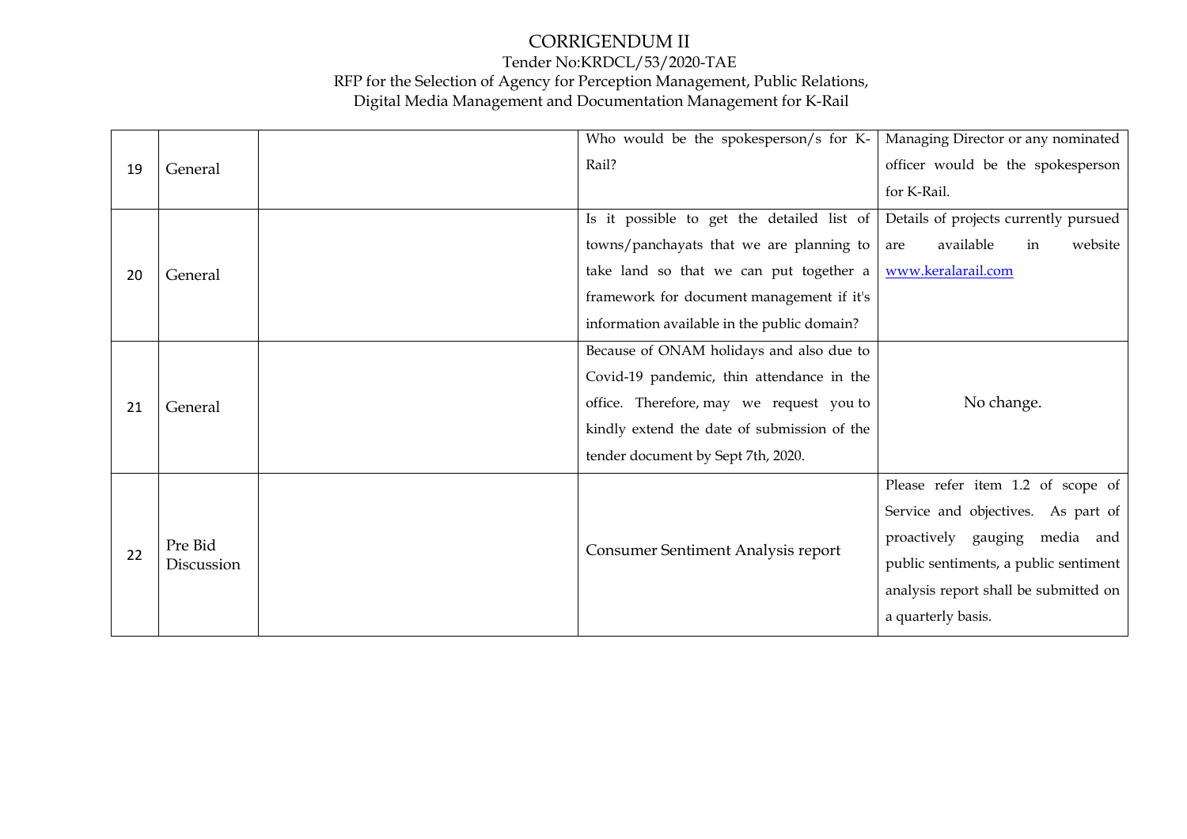# CORRIGENDUM II

Tender No:KRDCL/53/2020-TAE

RFP for the Selection of Agency for Perception Management, Public Relations, Digital Media Management and Documentation Management for K-Rail

| | | | | |
|---|---|---|---|---|
| 19 | General | | Who would be the spokesperson/s for K-Rail? | Managing Director or any nominated officer would be the spokesperson for K-Rail. |
| 20 | General | | Is it possible to get the detailed list of towns/panchayats that we are planning to take land so that we can put together a framework for document management if it's information available in the public domain? | Details of projects currently pursued are available in website www.keralarail.com |
| 21 | General | | Because of ONAM holidays and also due to Covid-19 pandemic, thin attendance in the office. Therefore, may we request you to kindly extend the date of submission of the tender document by Sept 7th, 2020. | No change. |
| 22 | Pre Bid Discussion | | Consumer Sentiment Analysis report | Please refer item 1.2 of scope of Service and objectives. As part of proactively gauging media and public sentiments, a public sentiment analysis report shall be submitted on a quarterly basis. |